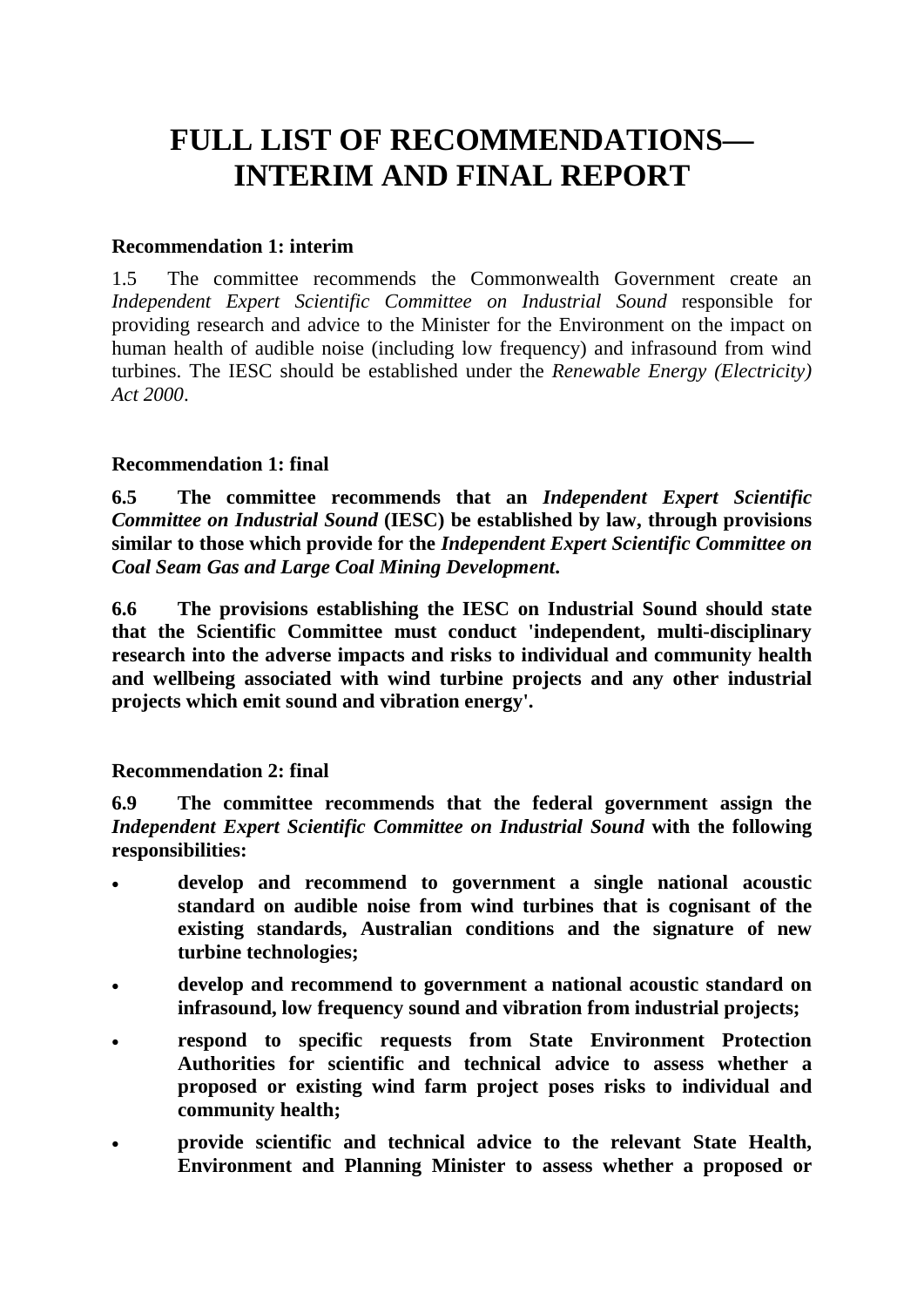# FULL LIST OF RECOMMENDATIONS—INTERIM AND FINAL REPORT

**Recommendation 1: interim**

1.5 The committee recommends the Commonwealth Government create an *Independent Expert Scientific Committee on Industrial Sound* responsible for providing research and advice to the Minister for the Environment on the impact on human health of audible noise (including low frequency) and infrasound from wind turbines. The IESC should be established under the *Renewable Energy (Electricity) Act 2000*.

**Recommendation 1: final**

**6.5 The committee recommends that an *Independent Expert Scientific Committee on Industrial Sound* (IESC) be established by law, through provisions similar to those which provide for the *Independent Expert Scientific Committee on Coal Seam Gas and Large Coal Mining Development*.**

**6.6 The provisions establishing the IESC on Industrial Sound should state that the Scientific Committee must conduct 'independent, multi-disciplinary research into the adverse impacts and risks to individual and community health and wellbeing associated with wind turbine projects and any other industrial projects which emit sound and vibration energy'.**

**Recommendation 2: final**

**6.9 The committee recommends that the federal government assign the *Independent Expert Scientific Committee on Industrial Sound* with the following responsibilities:**

- **develop and recommend to government a single national acoustic standard on audible noise from wind turbines that is cognisant of the existing standards, Australian conditions and the signature of new turbine technologies;**
- **develop and recommend to government a national acoustic standard on infrasound, low frequency sound and vibration from industrial projects;**
- **respond to specific requests from State Environment Protection Authorities for scientific and technical advice to assess whether a proposed or existing wind farm project poses risks to individual and community health;**
- **provide scientific and technical advice to the relevant State Health, Environment and Planning Minister to assess whether a proposed or**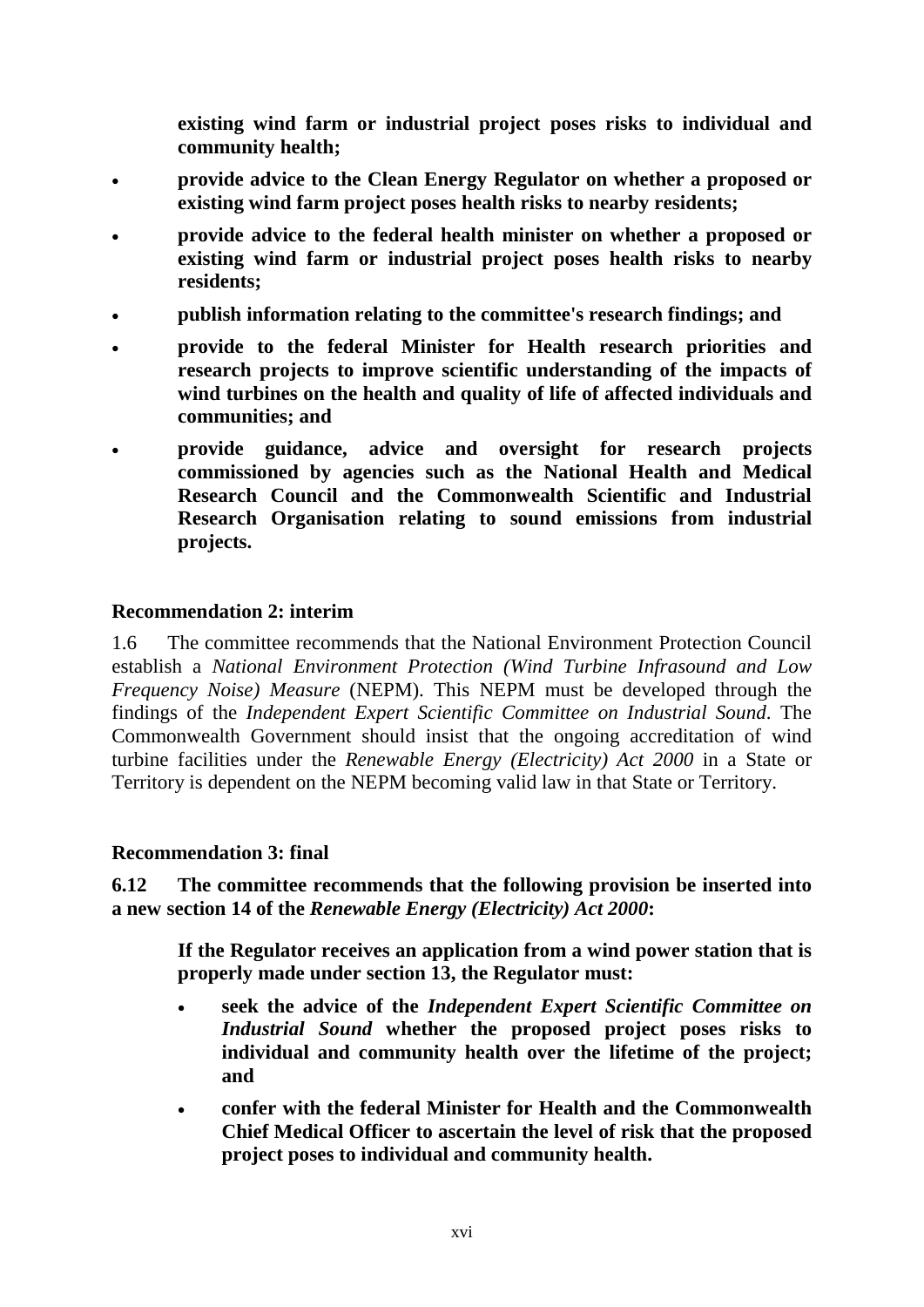**existing wind farm or industrial project poses risks to individual and community health;**

- **provide advice to the Clean Energy Regulator on whether a proposed or existing wind farm project poses health risks to nearby residents;**
- **provide advice to the federal health minister on whether a proposed or existing wind farm or industrial project poses health risks to nearby residents;**
- **publish information relating to the committee's research findings; and**
- **provide to the federal Minister for Health research priorities and research projects to improve scientific understanding of the impacts of wind turbines on the health and quality of life of affected individuals and communities; and**
- **provide guidance, advice and oversight for research projects commissioned by agencies such as the National Health and Medical Research Council and the Commonwealth Scientific and Industrial Research Organisation relating to sound emissions from industrial projects.**

**Recommendation 2: interim**

1.6 The committee recommends that the National Environment Protection Council establish a *National Environment Protection (Wind Turbine Infrasound and Low Frequency Noise) Measure* (NEPM). This NEPM must be developed through the findings of the *Independent Expert Scientific Committee on Industrial Sound*. The Commonwealth Government should insist that the ongoing accreditation of wind turbine facilities under the *Renewable Energy (Electricity) Act 2000* in a State or Territory is dependent on the NEPM becoming valid law in that State or Territory.

**Recommendation 3: final**

**6.12 The committee recommends that the following provision be inserted into a new section 14 of the *Renewable Energy (Electricity) Act 2000*:**

> **If the Regulator receives an application from a wind power station that is properly made under section 13, the Regulator must:**
>
> - **seek the advice of the *Independent Expert Scientific Committee on Industrial Sound* whether the proposed project poses risks to individual and community health over the lifetime of the project; and**
> - **confer with the federal Minister for Health and the Commonwealth Chief Medical Officer to ascertain the level of risk that the proposed project poses to individual and community health.**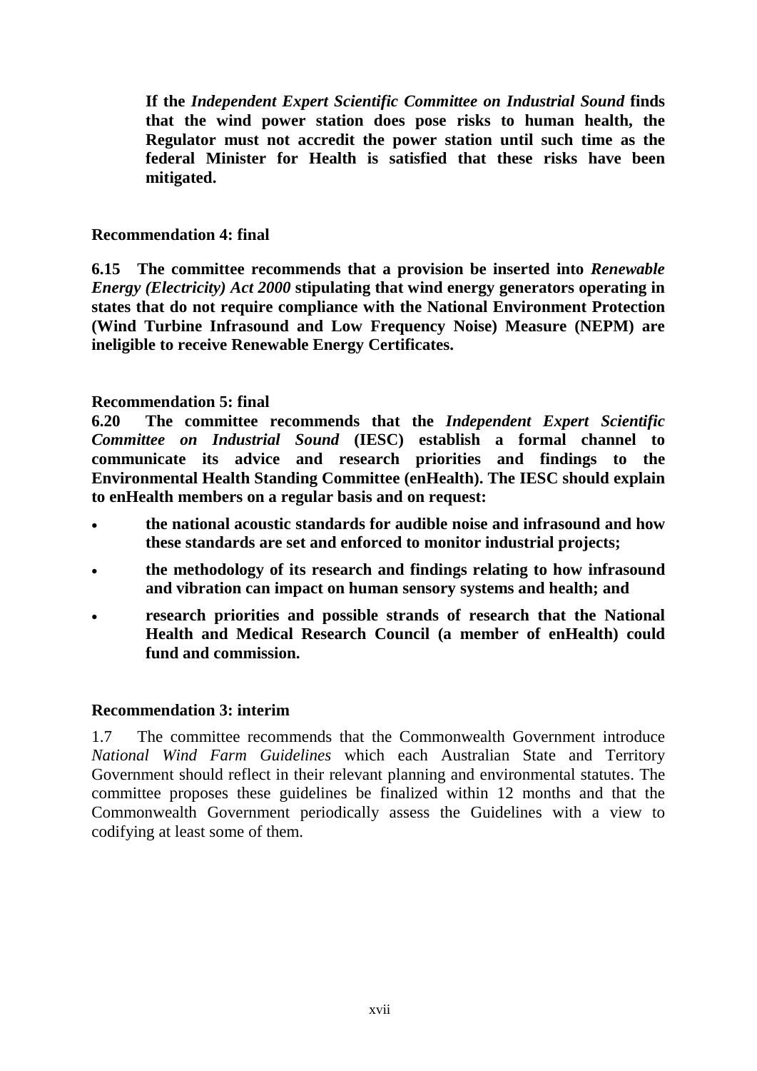**If the *Independent Expert Scientific Committee on Industrial Sound* finds that the wind power station does pose risks to human health, the Regulator must not accredit the power station until such time as the federal Minister for Health is satisfied that these risks have been mitigated.**

**Recommendation 4: final**

**6.15 The committee recommends that a provision be inserted into *Renewable Energy (Electricity) Act 2000* stipulating that wind energy generators operating in states that do not require compliance with the National Environment Protection (Wind Turbine Infrasound and Low Frequency Noise) Measure (NEPM) are ineligible to receive Renewable Energy Certificates.**

**Recommendation 5: final**

**6.20 The committee recommends that the *Independent Expert Scientific Committee on Industrial Sound* (IESC) establish a formal channel to communicate its advice and research priorities and findings to the Environmental Health Standing Committee (enHealth). The IESC should explain to enHealth members on a regular basis and on request:**

- **the national acoustic standards for audible noise and infrasound and how these standards are set and enforced to monitor industrial projects;**
- **the methodology of its research and findings relating to how infrasound and vibration can impact on human sensory systems and health; and**
- **research priorities and possible strands of research that the National Health and Medical Research Council (a member of enHealth) could fund and commission.**

**Recommendation 3: interim**

1.7 The committee recommends that the Commonwealth Government introduce *National Wind Farm Guidelines* which each Australian State and Territory Government should reflect in their relevant planning and environmental statutes. The committee proposes these guidelines be finalized within 12 months and that the Commonwealth Government periodically assess the Guidelines with a view to codifying at least some of them.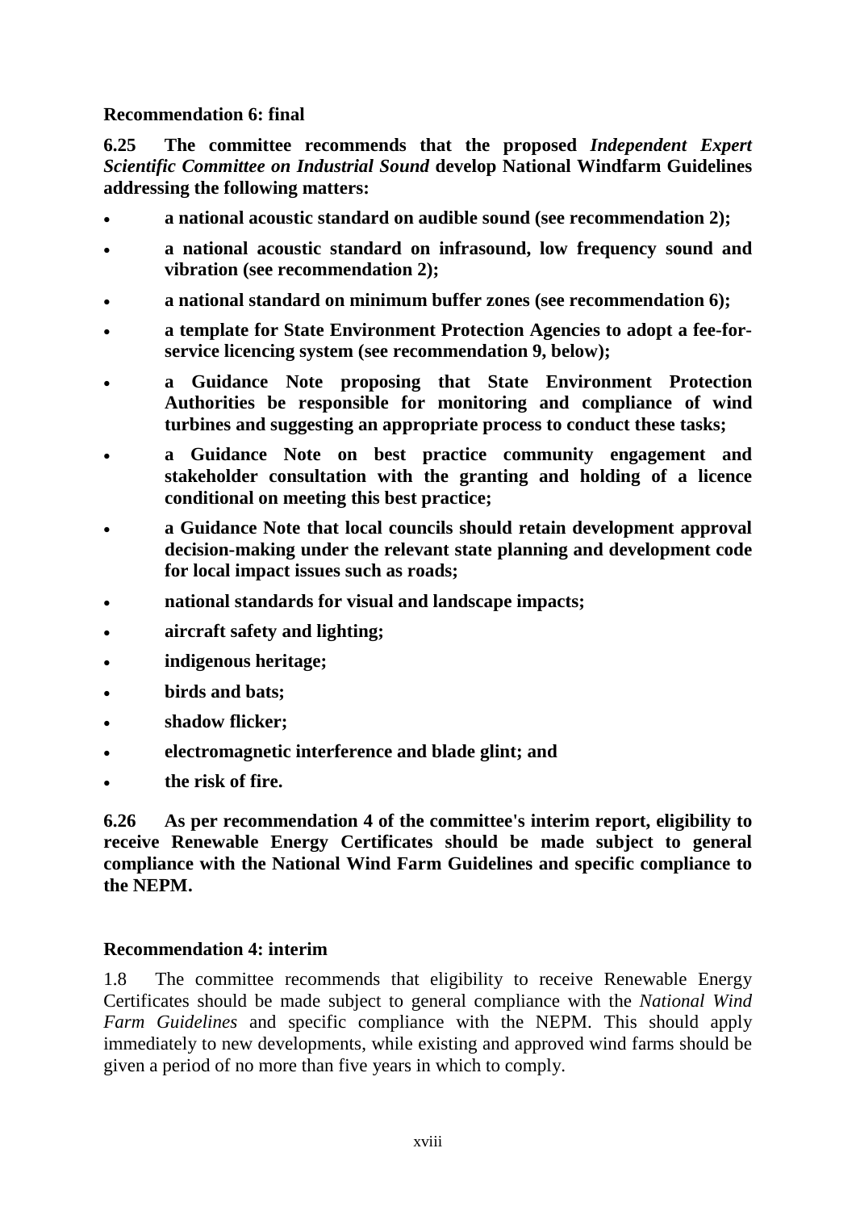**Recommendation 6: final**

**6.25 The committee recommends that the proposed *Independent Expert Scientific Committee on Industrial Sound* develop National Windfarm Guidelines addressing the following matters:**

- **a national acoustic standard on audible sound (see recommendation 2);**
- **a national acoustic standard on infrasound, low frequency sound and vibration (see recommendation 2);**
- **a national standard on minimum buffer zones (see recommendation 6);**
- **a template for State Environment Protection Agencies to adopt a fee-for-service licencing system (see recommendation 9, below);**
- **a Guidance Note proposing that State Environment Protection Authorities be responsible for monitoring and compliance of wind turbines and suggesting an appropriate process to conduct these tasks;**
- **a Guidance Note on best practice community engagement and stakeholder consultation with the granting and holding of a licence conditional on meeting this best practice;**
- **a Guidance Note that local councils should retain development approval decision-making under the relevant state planning and development code for local impact issues such as roads;**
- **national standards for visual and landscape impacts;**
- **aircraft safety and lighting;**
- **indigenous heritage;**
- **birds and bats;**
- **shadow flicker;**
- **electromagnetic interference and blade glint; and**
- **the risk of fire.**

**6.26 As per recommendation 4 of the committee's interim report, eligibility to receive Renewable Energy Certificates should be made subject to general compliance with the National Wind Farm Guidelines and specific compliance to the NEPM.**

**Recommendation 4: interim**

1.8 The committee recommends that eligibility to receive Renewable Energy Certificates should be made subject to general compliance with the *National Wind Farm Guidelines* and specific compliance with the NEPM. This should apply immediately to new developments, while existing and approved wind farms should be given a period of no more than five years in which to comply.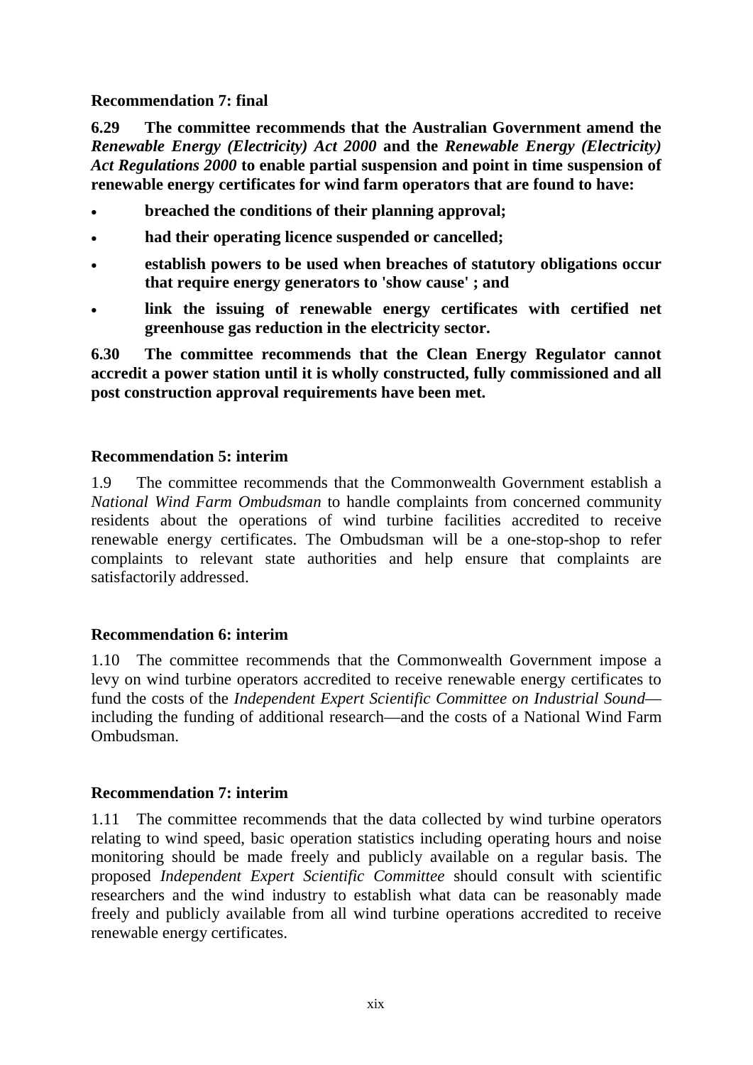**Recommendation 7: final**

**6.29 The committee recommends that the Australian Government amend the *Renewable Energy (Electricity) Act 2000* and the *Renewable Energy (Electricity) Act Regulations 2000* to enable partial suspension and point in time suspension of renewable energy certificates for wind farm operators that are found to have:**

- **breached the conditions of their planning approval;**
- **had their operating licence suspended or cancelled;**
- **establish powers to be used when breaches of statutory obligations occur that require energy generators to 'show cause' ; and**
- **link the issuing of renewable energy certificates with certified net greenhouse gas reduction in the electricity sector.**

**6.30 The committee recommends that the Clean Energy Regulator cannot accredit a power station until it is wholly constructed, fully commissioned and all post construction approval requirements have been met.**

**Recommendation 5: interim**

1.9 The committee recommends that the Commonwealth Government establish a *National Wind Farm Ombudsman* to handle complaints from concerned community residents about the operations of wind turbine facilities accredited to receive renewable energy certificates. The Ombudsman will be a one-stop-shop to refer complaints to relevant state authorities and help ensure that complaints are satisfactorily addressed.

**Recommendation 6: interim**

1.10 The committee recommends that the Commonwealth Government impose a levy on wind turbine operators accredited to receive renewable energy certificates to fund the costs of the *Independent Expert Scientific Committee on Industrial Sound*—including the funding of additional research—and the costs of a National Wind Farm Ombudsman.

**Recommendation 7: interim**

1.11 The committee recommends that the data collected by wind turbine operators relating to wind speed, basic operation statistics including operating hours and noise monitoring should be made freely and publicly available on a regular basis. The proposed *Independent Expert Scientific Committee* should consult with scientific researchers and the wind industry to establish what data can be reasonably made freely and publicly available from all wind turbine operations accredited to receive renewable energy certificates.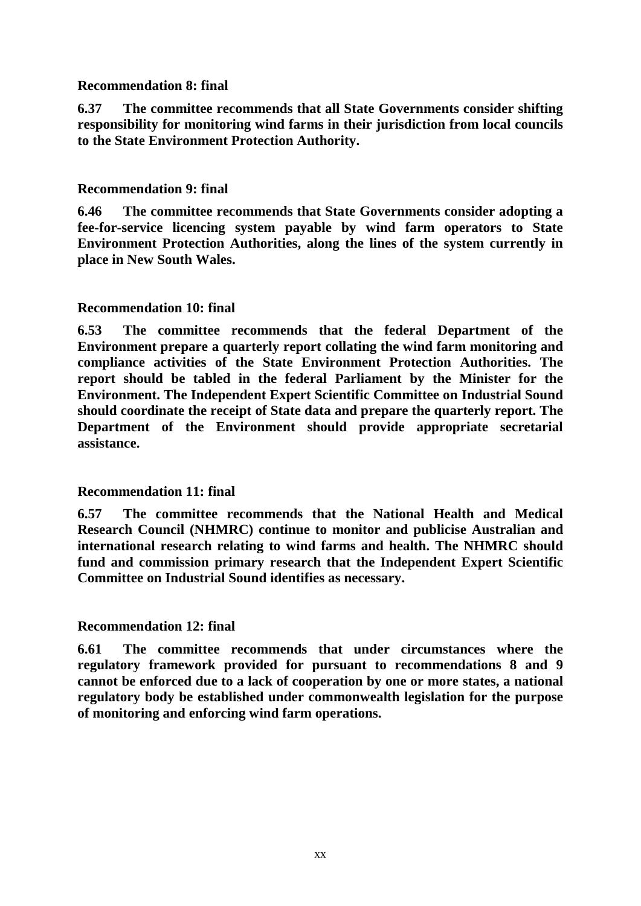**Recommendation 8: final**

**6.37 The committee recommends that all State Governments consider shifting responsibility for monitoring wind farms in their jurisdiction from local councils to the State Environment Protection Authority.**

**Recommendation 9: final**

**6.46 The committee recommends that State Governments consider adopting a fee-for-service licencing system payable by wind farm operators to State Environment Protection Authorities, along the lines of the system currently in place in New South Wales.**

**Recommendation 10: final**

**6.53 The committee recommends that the federal Department of the Environment prepare a quarterly report collating the wind farm monitoring and compliance activities of the State Environment Protection Authorities. The report should be tabled in the federal Parliament by the Minister for the Environment. The Independent Expert Scientific Committee on Industrial Sound should coordinate the receipt of State data and prepare the quarterly report. The Department of the Environment should provide appropriate secretarial assistance.**

**Recommendation 11: final**

**6.57 The committee recommends that the National Health and Medical Research Council (NHMRC) continue to monitor and publicise Australian and international research relating to wind farms and health. The NHMRC should fund and commission primary research that the Independent Expert Scientific Committee on Industrial Sound identifies as necessary.**

**Recommendation 12: final**

**6.61 The committee recommends that under circumstances where the regulatory framework provided for pursuant to recommendations 8 and 9 cannot be enforced due to a lack of cooperation by one or more states, a national regulatory body be established under commonwealth legislation for the purpose of monitoring and enforcing wind farm operations.**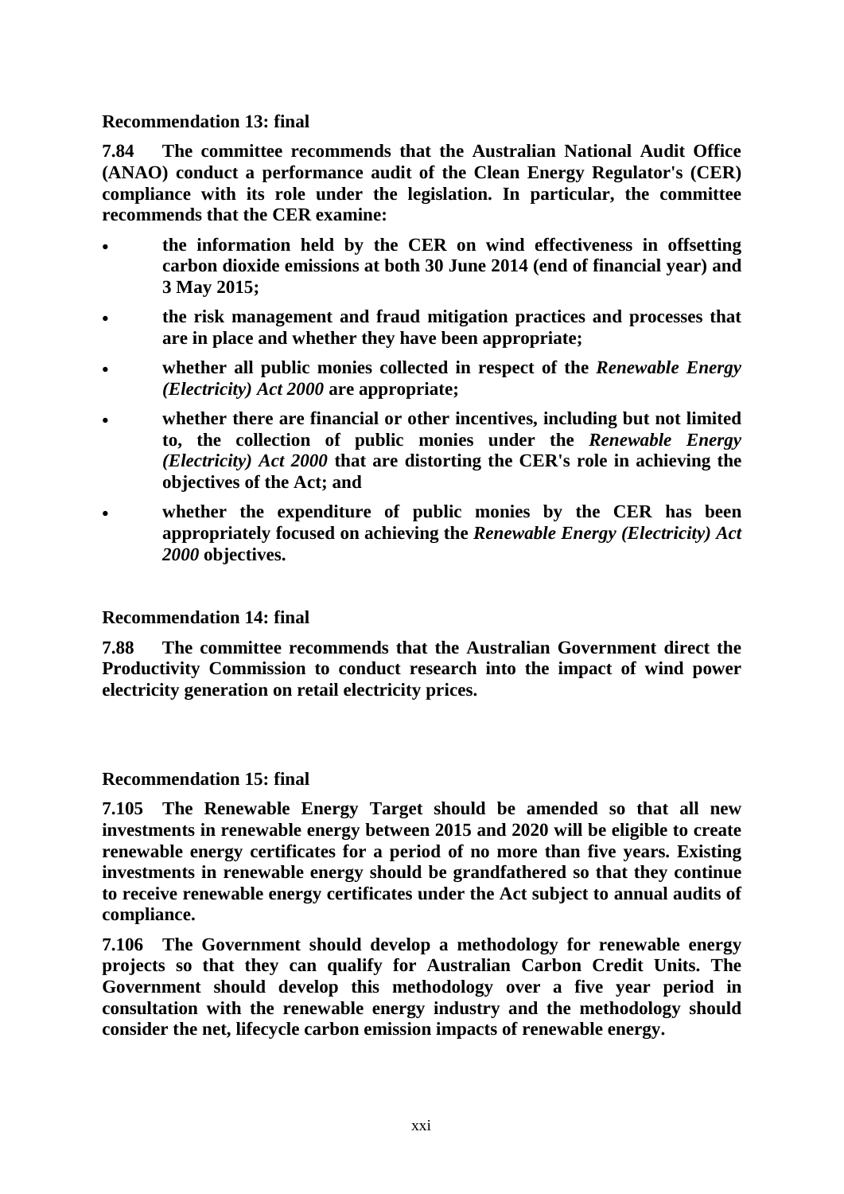**Recommendation 13: final**

**7.84 The committee recommends that the Australian National Audit Office (ANAO) conduct a performance audit of the Clean Energy Regulator's (CER) compliance with its role under the legislation. In particular, the committee recommends that the CER examine:**

- **the information held by the CER on wind effectiveness in offsetting carbon dioxide emissions at both 30 June 2014 (end of financial year) and 3 May 2015;**
- **the risk management and fraud mitigation practices and processes that are in place and whether they have been appropriate;**
- **whether all public monies collected in respect of the *Renewable Energy (Electricity) Act 2000* are appropriate;**
- **whether there are financial or other incentives, including but not limited to, the collection of public monies under the *Renewable Energy (Electricity) Act 2000* that are distorting the CER's role in achieving the objectives of the Act; and**
- **whether the expenditure of public monies by the CER has been appropriately focused on achieving the *Renewable Energy (Electricity) Act 2000* objectives.**

**Recommendation 14: final**

**7.88 The committee recommends that the Australian Government direct the Productivity Commission to conduct research into the impact of wind power electricity generation on retail electricity prices.**

**Recommendation 15: final**

**7.105 The Renewable Energy Target should be amended so that all new investments in renewable energy between 2015 and 2020 will be eligible to create renewable energy certificates for a period of no more than five years. Existing investments in renewable energy should be grandfathered so that they continue to receive renewable energy certificates under the Act subject to annual audits of compliance.**

**7.106 The Government should develop a methodology for renewable energy projects so that they can qualify for Australian Carbon Credit Units. The Government should develop this methodology over a five year period in consultation with the renewable energy industry and the methodology should consider the net, lifecycle carbon emission impacts of renewable energy.**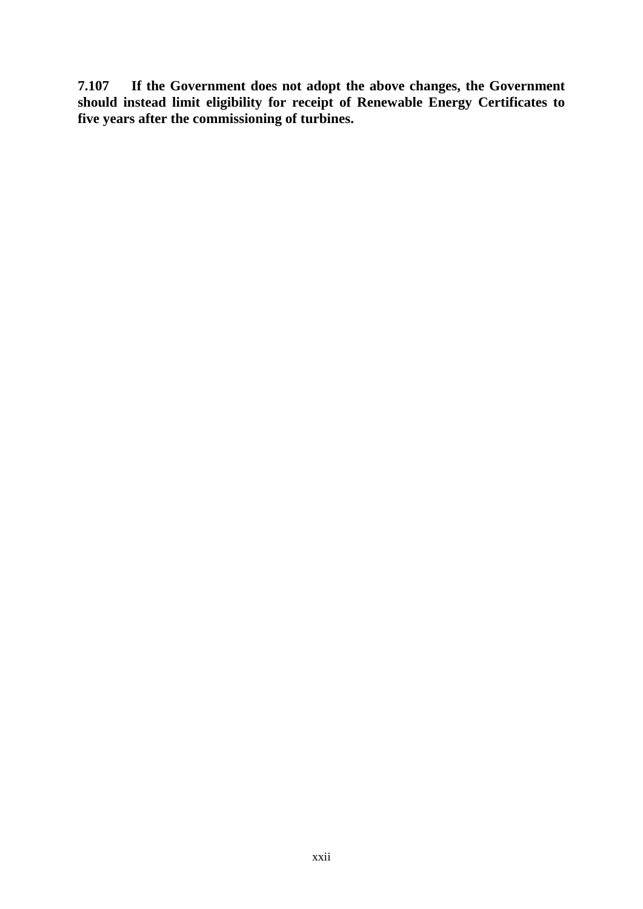**7.107 If the Government does not adopt the above changes, the Government should instead limit eligibility for receipt of Renewable Energy Certificates to five years after the commissioning of turbines.**